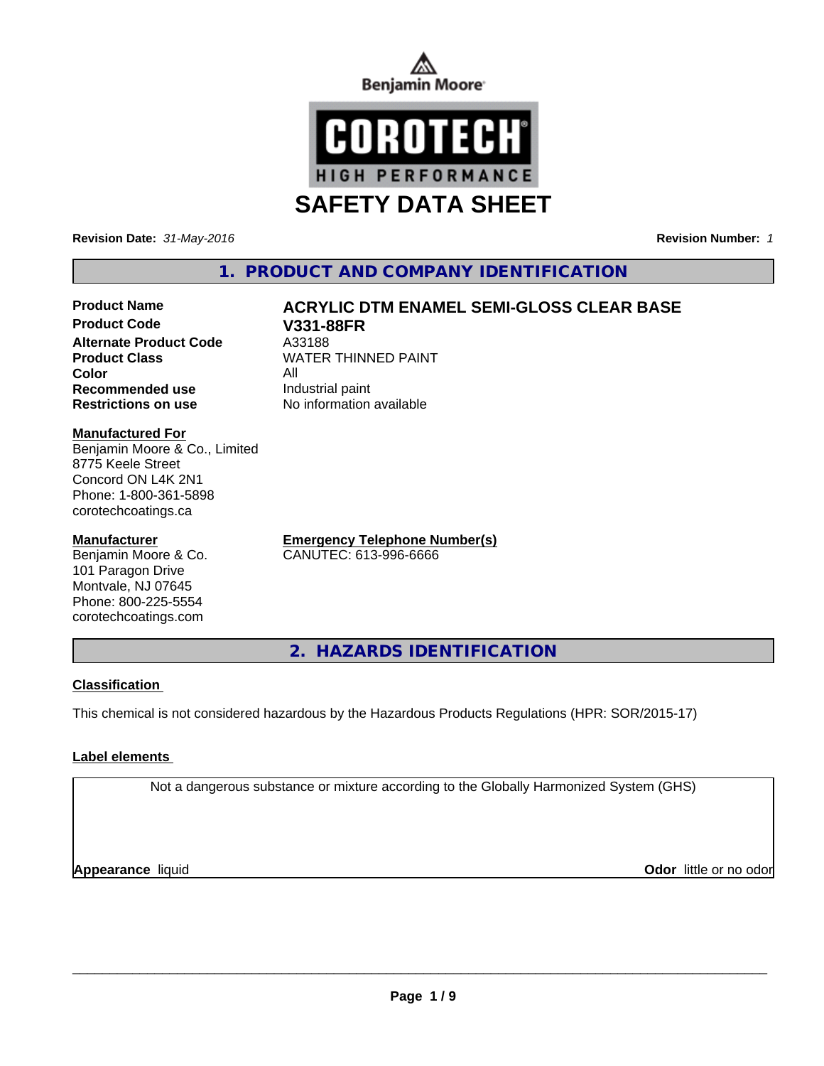Benjamin Moore

COROTECH®

HIGH PERFORMANCE

# SAFETY DATA SHEET

**Revision Date:** *31-May-2016*

**Revision Number:** *1*

## 1. PRODUCT AND COMPANY IDENTIFICATION

| | |
|---|---|
| **Product Name** | **ACRYLIC DTM ENAMEL SEMI-GLOSS CLEAR BASE** |
| **Product Code** | **V331-88FR** |
| **Alternate Product Code** | A33188 |
| **Product Class** | WATER THINNED PAINT |
| **Color** | All |
| **Recommended use** | Industrial paint |
| **Restrictions on use** | No information available |

**Manufactured For**
Benjamin Moore & Co., Limited
8775 Keele Street
Concord ON L4K 2N1
Phone: 1-800-361-5898
corotechcoatings.ca

**Manufacturer**
Benjamin Moore & Co.
101 Paragon Drive
Montvale, NJ 07645
Phone: 800-225-5554
corotechcoatings.com

**Emergency Telephone Number(s)**
CANUTEC: 613-996-6666

## 2. HAZARDS IDENTIFICATION

**Classification**

This chemical is not considered hazardous by the Hazardous Products Regulations (HPR: SOR/2015-17)

**Label elements**

Not a dangerous substance or mixture according to the Globally Harmonized System (GHS)

**Appearance** liquid

**Odor** little or no odor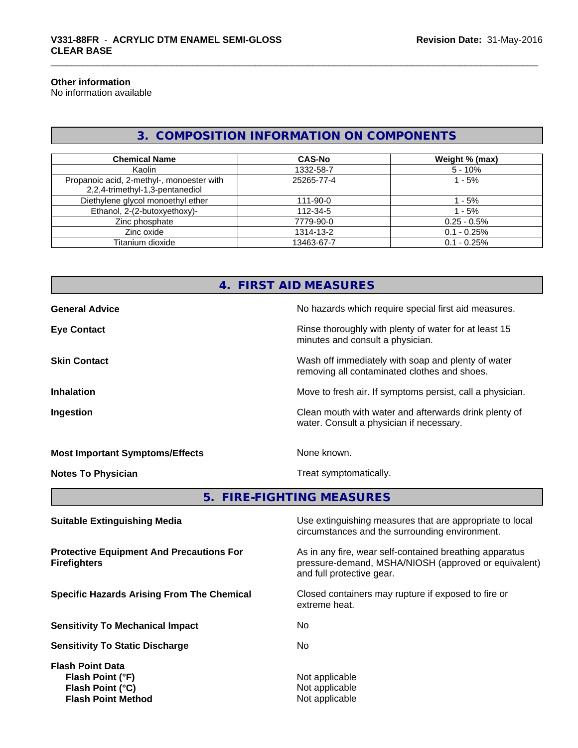**Other information**
No information available

## 3. COMPOSITION INFORMATION ON COMPONENTS

| Chemical Name | CAS-No | Weight % (max) |
|---|---|---|
| Kaolin | 1332-58-7 | 5 - 10% |
| Propanoic acid, 2-methyl-, monoester with 2,2,4-trimethyl-1,3-pentanediol | 25265-77-4 | 1 - 5% |
| Diethylene glycol monoethyl ether | 111-90-0 | 1 - 5% |
| Ethanol, 2-(2-butoxyethoxy)- | 112-34-5 | 1 - 5% |
| Zinc phosphate | 7779-90-0 | 0.25 - 0.5% |
| Zinc oxide | 1314-13-2 | 0.1 - 0.25% |
| Titanium dioxide | 13463-67-7 | 0.1 - 0.25% |

## 4. FIRST AID MEASURES

**General Advice** No hazards which require special first aid measures.

**Eye Contact** Rinse thoroughly with plenty of water for at least 15 minutes and consult a physician.

**Skin Contact** Wash off immediately with soap and plenty of water removing all contaminated clothes and shoes.

**Inhalation** Move to fresh air. If symptoms persist, call a physician.

**Ingestion** Clean mouth with water and afterwards drink plenty of water. Consult a physician if necessary.

**Most Important Symptoms/Effects** None known.

**Notes To Physician** Treat symptomatically.

## 5. FIRE-FIGHTING MEASURES

**Suitable Extinguishing Media** Use extinguishing measures that are appropriate to local circumstances and the surrounding environment.

**Protective Equipment And Precautions For Firefighters** As in any fire, wear self-contained breathing apparatus pressure-demand, MSHA/NIOSH (approved or equivalent) and full protective gear.

**Specific Hazards Arising From The Chemical** Closed containers may rupture if exposed to fire or extreme heat.

**Sensitivity To Mechanical Impact** No

**Sensitivity To Static Discharge** No

**Flash Point Data**
**Flash Point (°F)** Not applicable
**Flash Point (°C)** Not applicable
**Flash Point Method** Not applicable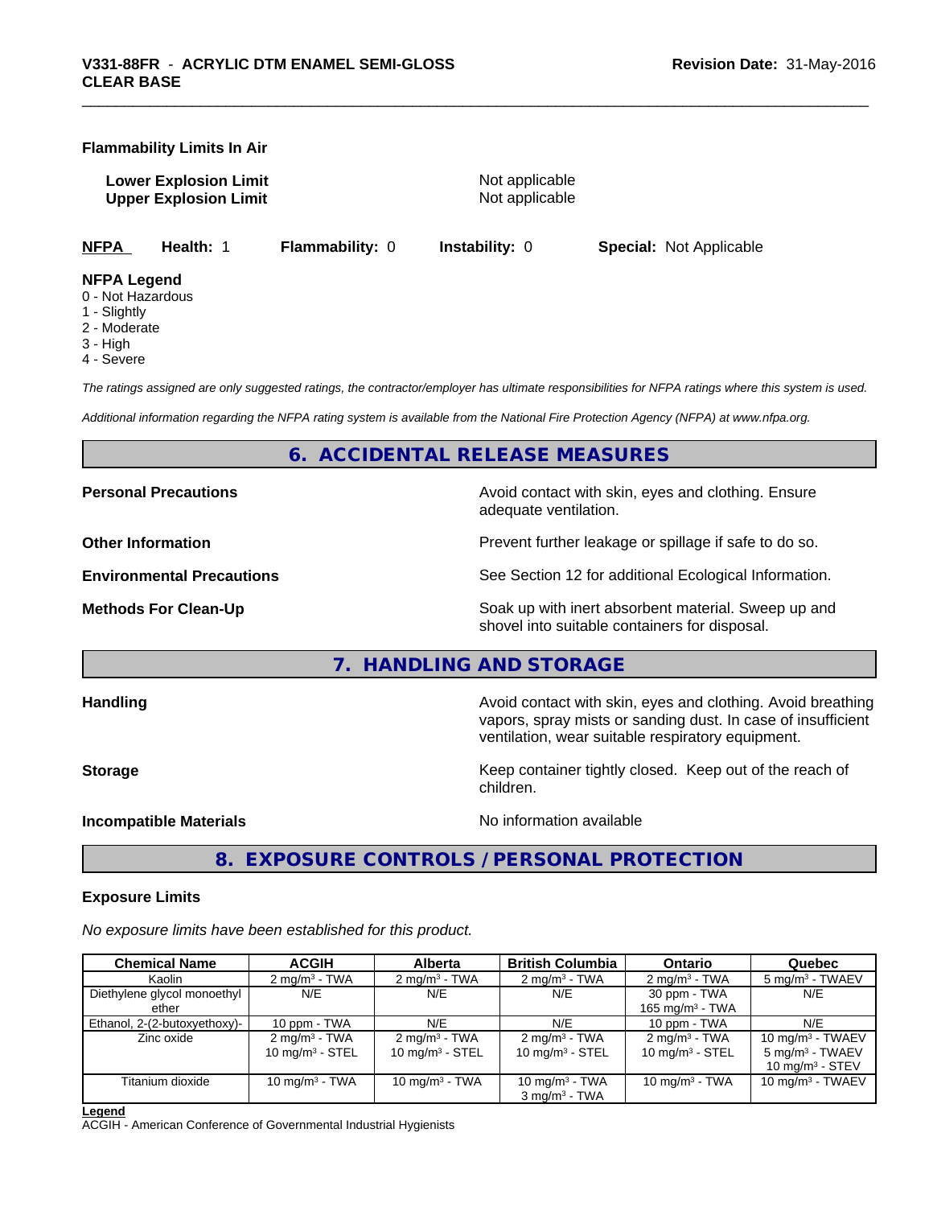**Flammability Limits In Air**

| | |
|---|---|
| **Lower Explosion Limit** | Not applicable |
| **Upper Explosion Limit** | Not applicable |

**NFPA** **Health:** 1 **Flammability:** 0 **Instability:** 0 **Special:** Not Applicable

**NFPA Legend**
0 - Not Hazardous
1 - Slightly
2 - Moderate
3 - High
4 - Severe

*The ratings assigned are only suggested ratings, the contractor/employer has ultimate responsibilities for NFPA ratings where this system is used.*

*Additional information regarding the NFPA rating system is available from the National Fire Protection Agency (NFPA) at www.nfpa.org.*

## 6. ACCIDENTAL RELEASE MEASURES

| | |
|---|---|
| **Personal Precautions** | Avoid contact with skin, eyes and clothing. Ensure adequate ventilation. |
| **Other Information** | Prevent further leakage or spillage if safe to do so. |
| **Environmental Precautions** | See Section 12 for additional Ecological Information. |
| **Methods For Clean-Up** | Soak up with inert absorbent material. Sweep up and shovel into suitable containers for disposal. |

## 7. HANDLING AND STORAGE

| | |
|---|---|
| **Handling** | Avoid contact with skin, eyes and clothing. Avoid breathing vapors, spray mists or sanding dust. In case of insufficient ventilation, wear suitable respiratory equipment. |
| **Storage** | Keep container tightly closed. Keep out of the reach of children. |
| **Incompatible Materials** | No information available |

## 8. EXPOSURE CONTROLS / PERSONAL PROTECTION

**Exposure Limits**

*No exposure limits have been established for this product.*

| Chemical Name | ACGIH | Alberta | British Columbia | Ontario | Quebec |
|---|---|---|---|---|---|
| Kaolin | 2 mg/m³ - TWA | 2 mg/m³ - TWA | 2 mg/m³ - TWA | 2 mg/m³ - TWA | 5 mg/m³ - TWAEV |
| Diethylene glycol monoethyl ether | N/E | N/E | N/E | 30 ppm - TWA<br>165 mg/m³ - TWA | N/E |
| Ethanol, 2-(2-butoxyethoxy)- | 10 ppm - TWA | N/E | N/E | 10 ppm - TWA | N/E |
| Zinc oxide | 2 mg/m³ - TWA<br>10 mg/m³ - STEL | 2 mg/m³ - TWA<br>10 mg/m³ - STEL | 2 mg/m³ - TWA<br>10 mg/m³ - STEL | 2 mg/m³ - TWA<br>10 mg/m³ - STEL | 10 mg/m³ - TWAEV<br>5 mg/m³ - TWAEV<br>10 mg/m³ - STEV |
| Titanium dioxide | 10 mg/m³ - TWA | 10 mg/m³ - TWA | 10 mg/m³ - TWA<br>3 mg/m³ - TWA | 10 mg/m³ - TWA | 10 mg/m³ - TWAEV |

**Legend**
ACGIH - American Conference of Governmental Industrial Hygienists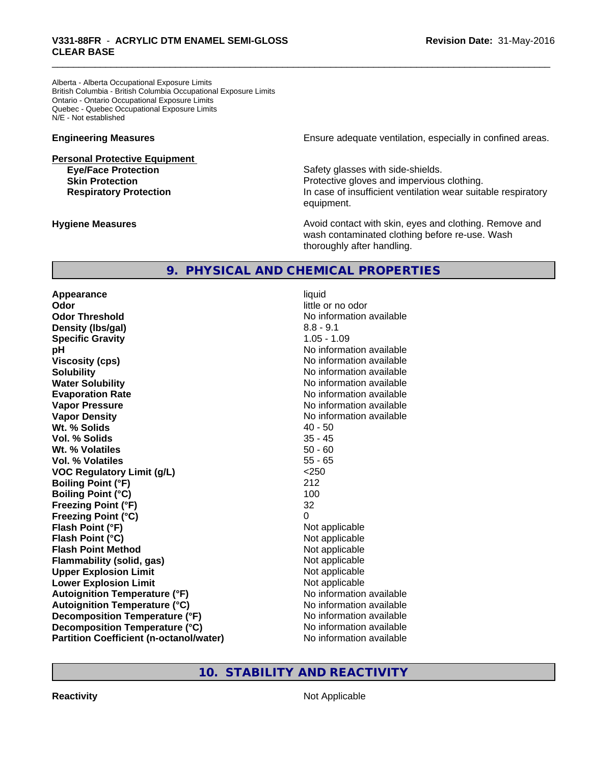Alberta - Alberta Occupational Exposure Limits
British Columbia - British Columbia Occupational Exposure Limits
Ontario - Ontario Occupational Exposure Limits
Quebec - Quebec Occupational Exposure Limits
N/E - Not established

| | |
|---|---|
| **Engineering Measures** | Ensure adequate ventilation, especially in confined areas. |

**Personal Protective Equipment**

| | |
|---|---|
| **Eye/Face Protection** | Safety glasses with side-shields. |
| **Skin Protection** | Protective gloves and impervious clothing. |
| **Respiratory Protection** | In case of insufficient ventilation wear suitable respiratory equipment. |

| | |
|---|---|
| **Hygiene Measures** | Avoid contact with skin, eyes and clothing. Remove and wash contaminated clothing before re-use. Wash thoroughly after handling. |

## 9. PHYSICAL AND CHEMICAL PROPERTIES

| | |
|---|---|
| **Appearance** | liquid |
| **Odor** | little or no odor |
| **Odor Threshold** | No information available |
| **Density (lbs/gal)** | 8.8 - 9.1 |
| **Specific Gravity** | 1.05 - 1.09 |
| **pH** | No information available |
| **Viscosity (cps)** | No information available |
| **Solubility** | No information available |
| **Water Solubility** | No information available |
| **Evaporation Rate** | No information available |
| **Vapor Pressure** | No information available |
| **Vapor Density** | No information available |
| **Wt. % Solids** | 40 - 50 |
| **Vol. % Solids** | 35 - 45 |
| **Wt. % Volatiles** | 50 - 60 |
| **Vol. % Volatiles** | 55 - 65 |
| **VOC Regulatory Limit (g/L)** | <250 |
| **Boiling Point (°F)** | 212 |
| **Boiling Point (°C)** | 100 |
| **Freezing Point (°F)** | 32 |
| **Freezing Point (°C)** | 0 |
| **Flash Point (°F)** | Not applicable |
| **Flash Point (°C)** | Not applicable |
| **Flash Point Method** | Not applicable |
| **Flammability (solid, gas)** | Not applicable |
| **Upper Explosion Limit** | Not applicable |
| **Lower Explosion Limit** | Not applicable |
| **Autoignition Temperature (°F)** | No information available |
| **Autoignition Temperature (°C)** | No information available |
| **Decomposition Temperature (°F)** | No information available |
| **Decomposition Temperature (°C)** | No information available |
| **Partition Coefficient (n-octanol/water)** | No information available |

## 10. STABILITY AND REACTIVITY

| | |
|---|---|
| **Reactivity** | Not Applicable |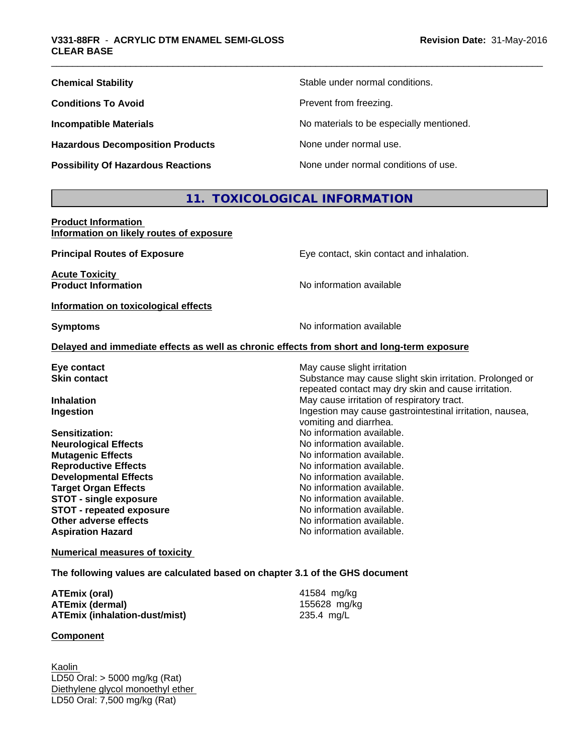| | |
|---|---|
| **Chemical Stability** | Stable under normal conditions. |
| **Conditions To Avoid** | Prevent from freezing. |
| **Incompatible Materials** | No materials to be especially mentioned. |
| **Hazardous Decomposition Products** | None under normal use. |
| **Possibility Of Hazardous Reactions** | None under normal conditions of use. |

## 11. TOXICOLOGICAL INFORMATION

**Product Information**
**Information on likely routes of exposure**

**Principal Routes of Exposure** — Eye contact, skin contact and inhalation.

**Acute Toxicity**
**Product Information** — No information available

**Information on toxicological effects**

**Symptoms** — No information available

**Delayed and immediate effects as well as chronic effects from short and long-term exposure**

| | |
|---|---|
| **Eye contact** | May cause slight irritation |
| **Skin contact** | Substance may cause slight skin irritation. Prolonged or repeated contact may dry skin and cause irritation. |
| **Inhalation** | May cause irritation of respiratory tract. |
| **Ingestion** | Ingestion may cause gastrointestinal irritation, nausea, vomiting and diarrhea. |
| **Sensitization:** | No information available. |
| **Neurological Effects** | No information available. |
| **Mutagenic Effects** | No information available. |
| **Reproductive Effects** | No information available. |
| **Developmental Effects** | No information available. |
| **Target Organ Effects** | No information available. |
| **STOT - single exposure** | No information available. |
| **STOT - repeated exposure** | No information available. |
| **Other adverse effects** | No information available. |
| **Aspiration Hazard** | No information available. |

**Numerical measures of toxicity**

**The following values are calculated based on chapter 3.1 of the GHS document**

| | |
|---|---|
| **ATEmix (oral)** | 41584 mg/kg |
| **ATEmix (dermal)** | 155628 mg/kg |
| **ATEmix (inhalation-dust/mist)** | 235.4 mg/L |

**Component**

Kaolin
LD50 Oral: > 5000 mg/kg (Rat)
Diethylene glycol monoethyl ether
LD50 Oral: 7,500 mg/kg (Rat)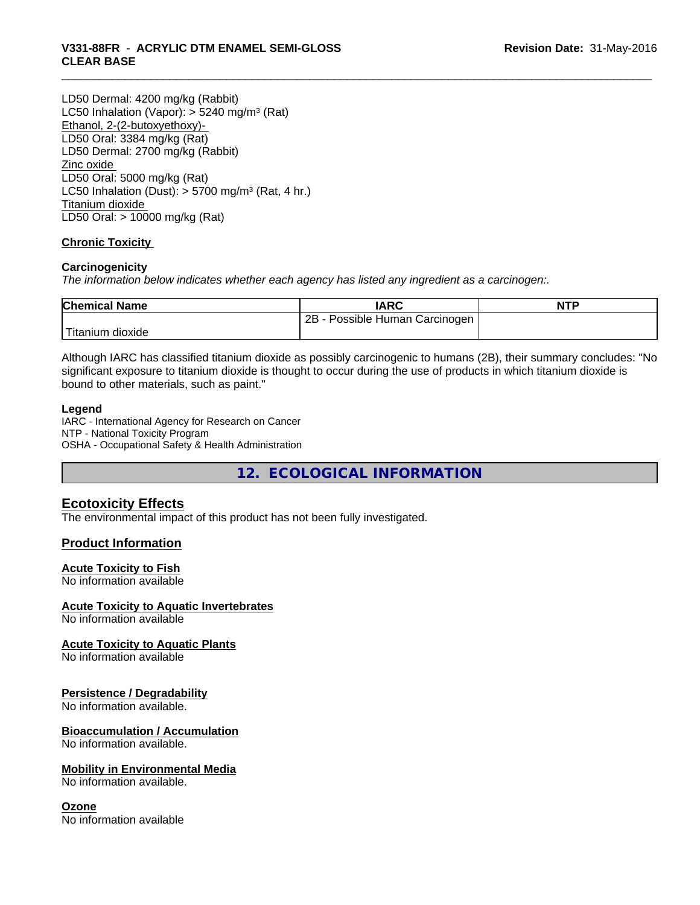LD50 Dermal: 4200 mg/kg (Rabbit)
LC50 Inhalation (Vapor): > 5240 mg/m³ (Rat)
Ethanol, 2-(2-butoxyethoxy)-
LD50 Oral: 3384 mg/kg (Rat)
LD50 Dermal: 2700 mg/kg (Rabbit)
Zinc oxide
LD50 Oral: 5000 mg/kg (Rat)
LC50 Inhalation (Dust): > 5700 mg/m³ (Rat, 4 hr.)
Titanium dioxide
LD50 Oral: > 10000 mg/kg (Rat)

### Chronic Toxicity

**Carcinogenicity**

*The information below indicates whether each agency has listed any ingredient as a carcinogen:.*

| Chemical Name | IARC | NTP |
|---|---|---|
| Titanium dioxide | 2B - Possible Human Carcinogen | |

Although IARC has classified titanium dioxide as possibly carcinogenic to humans (2B), their summary concludes: "No significant exposure to titanium dioxide is thought to occur during the use of products in which titanium dioxide is bound to other materials, such as paint."

**Legend**
IARC - International Agency for Research on Cancer
NTP - National Toxicity Program
OSHA - Occupational Safety & Health Administration

## 12. ECOLOGICAL INFORMATION

### Ecotoxicity Effects

The environmental impact of this product has not been fully investigated.

### Product Information

**Acute Toxicity to Fish**
No information available

**Acute Toxicity to Aquatic Invertebrates**
No information available

**Acute Toxicity to Aquatic Plants**
No information available

**Persistence / Degradability**
No information available.

**Bioaccumulation / Accumulation**
No information available.

**Mobility in Environmental Media**
No information available.

**Ozone**
No information available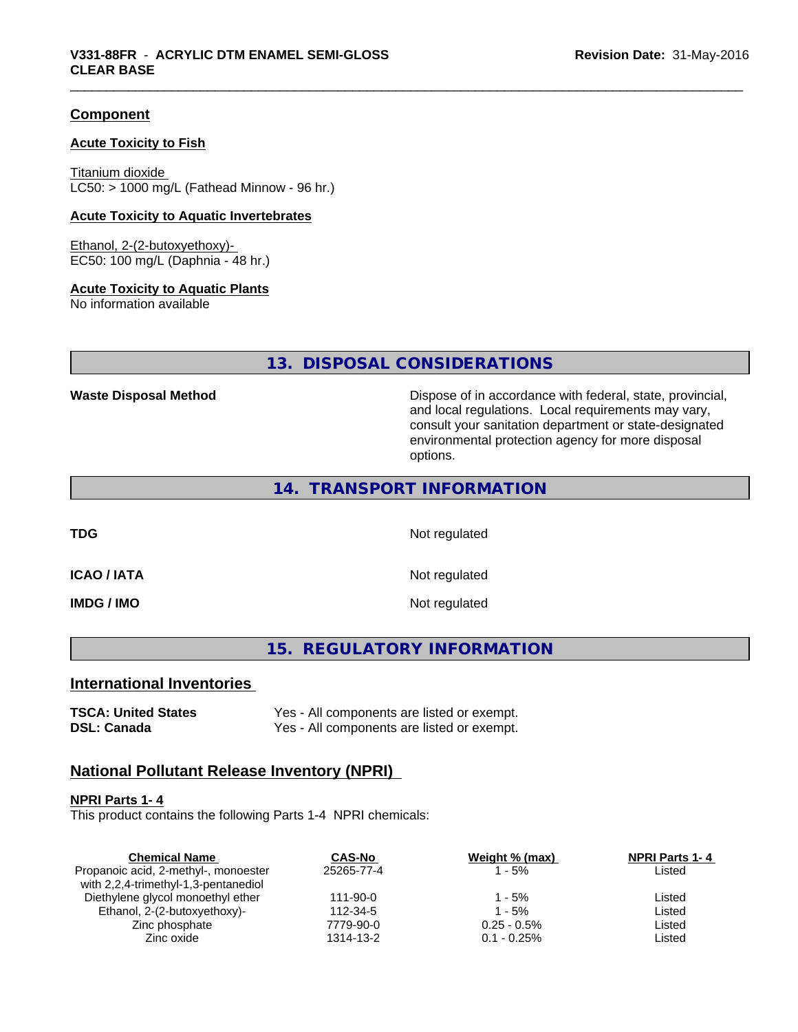## Component

### Acute Toxicity to Fish

Titanium dioxide
LC50: > 1000 mg/L (Fathead Minnow - 96 hr.)

### Acute Toxicity to Aquatic Invertebrates

Ethanol, 2-(2-butoxyethoxy)-
EC50: 100 mg/L (Daphnia - 48 hr.)

### Acute Toxicity to Aquatic Plants

No information available

## 13. DISPOSAL CONSIDERATIONS

**Waste Disposal Method** — Dispose of in accordance with federal, state, provincial, and local regulations. Local requirements may vary, consult your sanitation department or state-designated environmental protection agency for more disposal options.

## 14. TRANSPORT INFORMATION

| | |
|---|---|
| **TDG** | Not regulated |
| **ICAO / IATA** | Not regulated |
| **IMDG / IMO** | Not regulated |

## 15. REGULATORY INFORMATION

## International Inventories

| | |
|---|---|
| **TSCA: United States** | Yes - All components are listed or exempt. |
| **DSL: Canada** | Yes - All components are listed or exempt. |

## National Pollutant Release Inventory (NPRI)

### NPRI Parts 1- 4

This product contains the following Parts 1-4 NPRI chemicals:

| Chemical Name | CAS-No | Weight % (max) | NPRI Parts 1- 4 |
|---|---|---|---|
| Propanoic acid, 2-methyl-, monoester with 2,2,4-trimethyl-1,3-pentanediol | 25265-77-4 | 1 - 5% | Listed |
| Diethylene glycol monoethyl ether | 111-90-0 | 1 - 5% | Listed |
| Ethanol, 2-(2-butoxyethoxy)- | 112-34-5 | 1 - 5% | Listed |
| Zinc phosphate | 7779-90-0 | 0.25 - 0.5% | Listed |
| Zinc oxide | 1314-13-2 | 0.1 - 0.25% | Listed |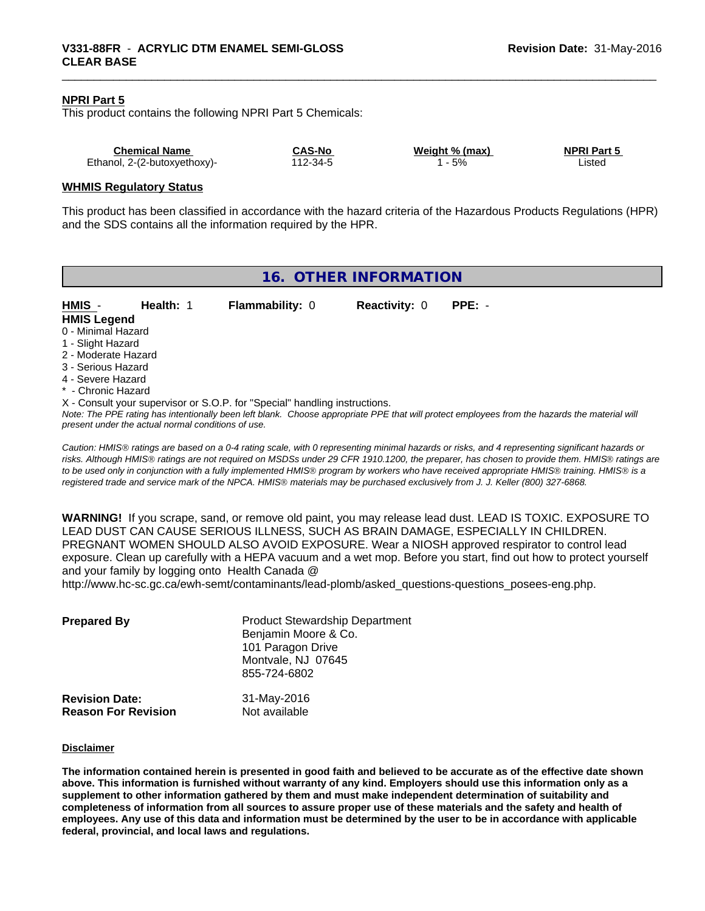**NPRI Part 5**

This product contains the following NPRI Part 5 Chemicals:

| Chemical Name | CAS-No | Weight % (max) | NPRI Part 5 |
| --- | --- | --- | --- |
| Ethanol, 2-(2-butoxyethoxy)- | 112-34-5 | 1 - 5% | Listed |

**WHMIS Regulatory Status**

This product has been classified in accordance with the hazard criteria of the Hazardous Products Regulations (HPR) and the SDS contains all the information required by the HPR.

## 16. OTHER INFORMATION

**HMIS** - **Health:** 1 **Flammability:** 0 **Reactivity:** 0 **PPE:** -

**HMIS Legend**

0 - Minimal Hazard
1 - Slight Hazard
2 - Moderate Hazard
3 - Serious Hazard
4 - Severe Hazard
* - Chronic Hazard
X - Consult your supervisor or S.O.P. for "Special" handling instructions.

*Note: The PPE rating has intentionally been left blank. Choose appropriate PPE that will protect employees from the hazards the material will present under the actual normal conditions of use.*

*Caution: HMIS® ratings are based on a 0-4 rating scale, with 0 representing minimal hazards or risks, and 4 representing significant hazards or risks. Although HMIS® ratings are not required on MSDSs under 29 CFR 1910.1200, the preparer, has chosen to provide them. HMIS® ratings are to be used only in conjunction with a fully implemented HMIS® program by workers who have received appropriate HMIS® training. HMIS® is a registered trade and service mark of the NPCA. HMIS® materials may be purchased exclusively from J. J. Keller (800) 327-6868.*

**WARNING!** If you scrape, sand, or remove old paint, you may release lead dust. LEAD IS TOXIC. EXPOSURE TO LEAD DUST CAN CAUSE SERIOUS ILLNESS, SUCH AS BRAIN DAMAGE, ESPECIALLY IN CHILDREN. PREGNANT WOMEN SHOULD ALSO AVOID EXPOSURE. Wear a NIOSH approved respirator to control lead exposure. Clean up carefully with a HEPA vacuum and a wet mop. Before you start, find out how to protect yourself and your family by logging onto Health Canada @ http://www.hc-sc.gc.ca/ewh-semt/contaminants/lead-plomb/asked_questions-questions_posees-eng.php.

**Prepared By**
Product Stewardship Department
Benjamin Moore & Co.
101 Paragon Drive
Montvale, NJ 07645
855-724-6802

**Revision Date:** 31-May-2016
**Reason For Revision** Not available

**Disclaimer**

**The information contained herein is presented in good faith and believed to be accurate as of the effective date shown above. This information is furnished without warranty of any kind. Employers should use this information only as a supplement to other information gathered by them and must make independent determination of suitability and completeness of information from all sources to assure proper use of these materials and the safety and health of employees. Any use of this data and information must be determined by the user to be in accordance with applicable federal, provincial, and local laws and regulations.**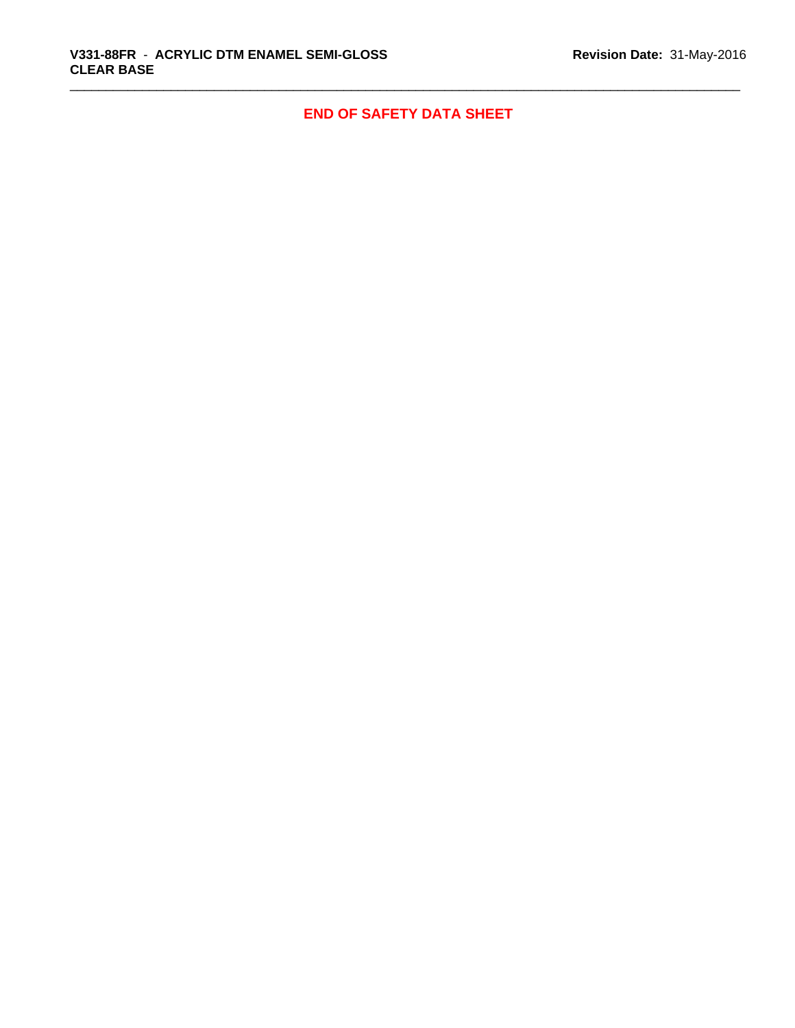**END OF SAFETY DATA SHEET**